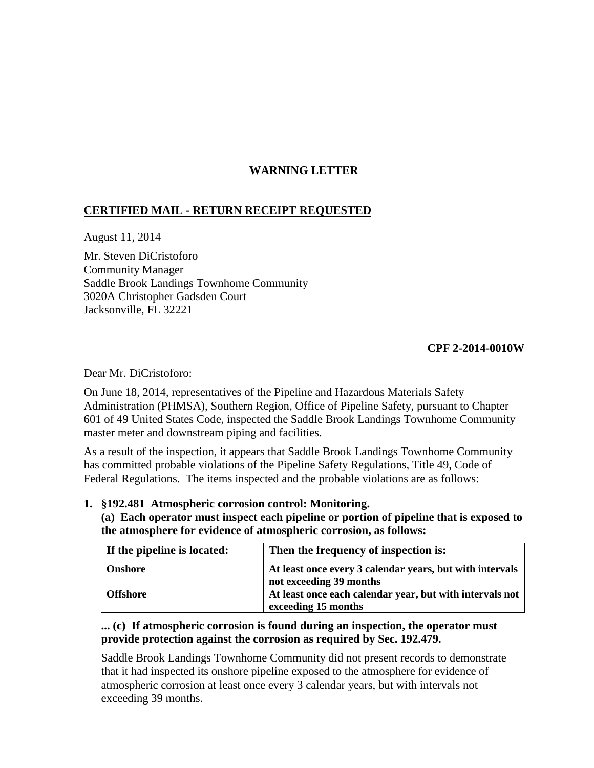**WARNING LETTER**

**CERTIFIED MAIL - RETURN RECEIPT REQUESTED**

August 11, 2014

Mr. Steven DiCristoforo
Community Manager
Saddle Brook Landings Townhome Community
3020A Christopher Gadsden Court
Jacksonville, FL 32221

**CPF 2-2014-0010W**

Dear Mr. DiCristoforo:

On June 18, 2014, representatives of the Pipeline and Hazardous Materials Safety Administration (PHMSA), Southern Region, Office of Pipeline Safety, pursuant to Chapter 601 of 49 United States Code, inspected the Saddle Brook Landings Townhome Community master meter and downstream piping and facilities.

As a result of the inspection, it appears that Saddle Brook Landings Townhome Community has committed probable violations of the Pipeline Safety Regulations, Title 49, Code of Federal Regulations. The items inspected and the probable violations are as follows:

1. **§192.481 Atmospheric corrosion control: Monitoring.**
   **(a) Each operator must inspect each pipeline or portion of pipeline that is exposed to the atmosphere for evidence of atmospheric corrosion, as follows:**

| If the pipeline is located: | Then the frequency of inspection is: |
|---|---|
| **Onshore** | **At least once every 3 calendar years, but with intervals not exceeding 39 months** |
| **Offshore** | **At least once each calendar year, but with intervals not exceeding 15 months** |

   **... (c) If atmospheric corrosion is found during an inspection, the operator must provide protection against the corrosion as required by Sec. 192.479.**

   Saddle Brook Landings Townhome Community did not present records to demonstrate that it had inspected its onshore pipeline exposed to the atmosphere for evidence of atmospheric corrosion at least once every 3 calendar years, but with intervals not exceeding 39 months.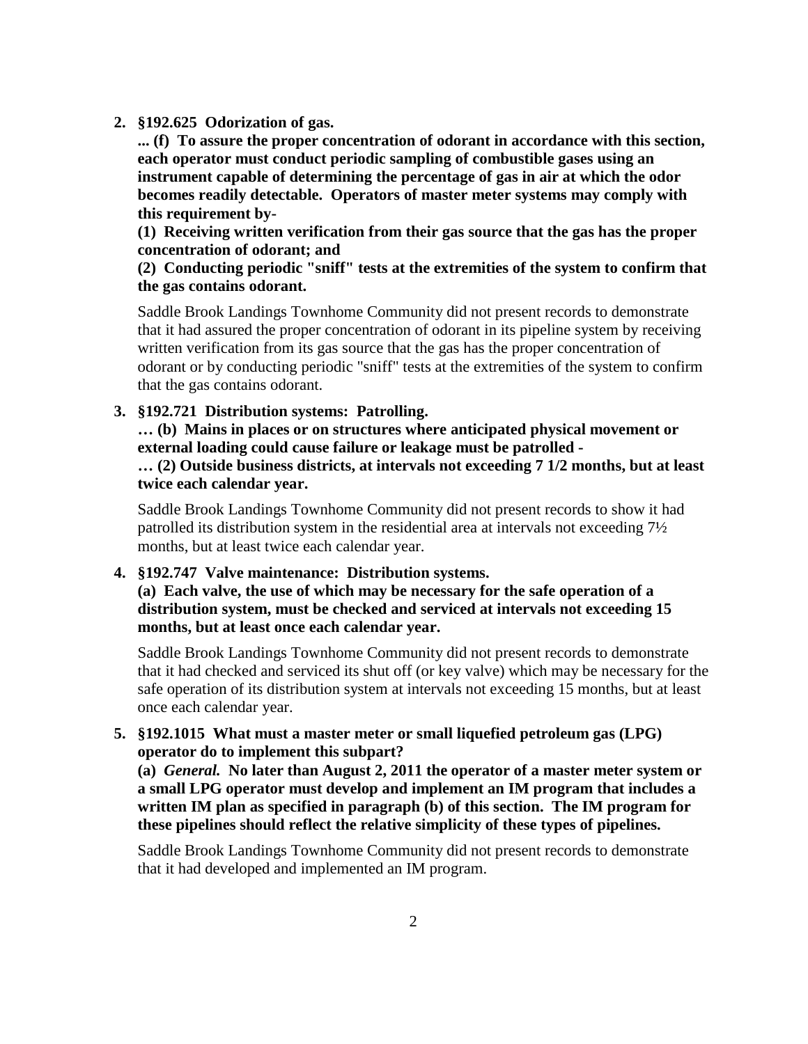2. **§192.625 Odorization of gas.**

   **... (f) To assure the proper concentration of odorant in accordance with this section, each operator must conduct periodic sampling of combustible gases using an instrument capable of determining the percentage of gas in air at which the odor becomes readily detectable. Operators of master meter systems may comply with this requirement by-**

   **(1) Receiving written verification from their gas source that the gas has the proper concentration of odorant; and**

   **(2) Conducting periodic "sniff" tests at the extremities of the system to confirm that the gas contains odorant.**

   Saddle Brook Landings Townhome Community did not present records to demonstrate that it had assured the proper concentration of odorant in its pipeline system by receiving written verification from its gas source that the gas has the proper concentration of odorant or by conducting periodic "sniff" tests at the extremities of the system to confirm that the gas contains odorant.

3. **§192.721 Distribution systems: Patrolling.**

   **… (b) Mains in places or on structures where anticipated physical movement or external loading could cause failure or leakage must be patrolled -**

   **… (2) Outside business districts, at intervals not exceeding 7 1/2 months, but at least twice each calendar year.**

   Saddle Brook Landings Townhome Community did not present records to show it had patrolled its distribution system in the residential area at intervals not exceeding 7½ months, but at least twice each calendar year.

4. **§192.747 Valve maintenance: Distribution systems.**

   **(a) Each valve, the use of which may be necessary for the safe operation of a distribution system, must be checked and serviced at intervals not exceeding 15 months, but at least once each calendar year.**

   Saddle Brook Landings Townhome Community did not present records to demonstrate that it had checked and serviced its shut off (or key valve) which may be necessary for the safe operation of its distribution system at intervals not exceeding 15 months, but at least once each calendar year.

5. **§192.1015 What must a master meter or small liquefied petroleum gas (LPG) operator do to implement this subpart?**

   **(a) *General.* No later than August 2, 2011 the operator of a master meter system or a small LPG operator must develop and implement an IM program that includes a written IM plan as specified in paragraph (b) of this section. The IM program for these pipelines should reflect the relative simplicity of these types of pipelines.**

   Saddle Brook Landings Townhome Community did not present records to demonstrate that it had developed and implemented an IM program.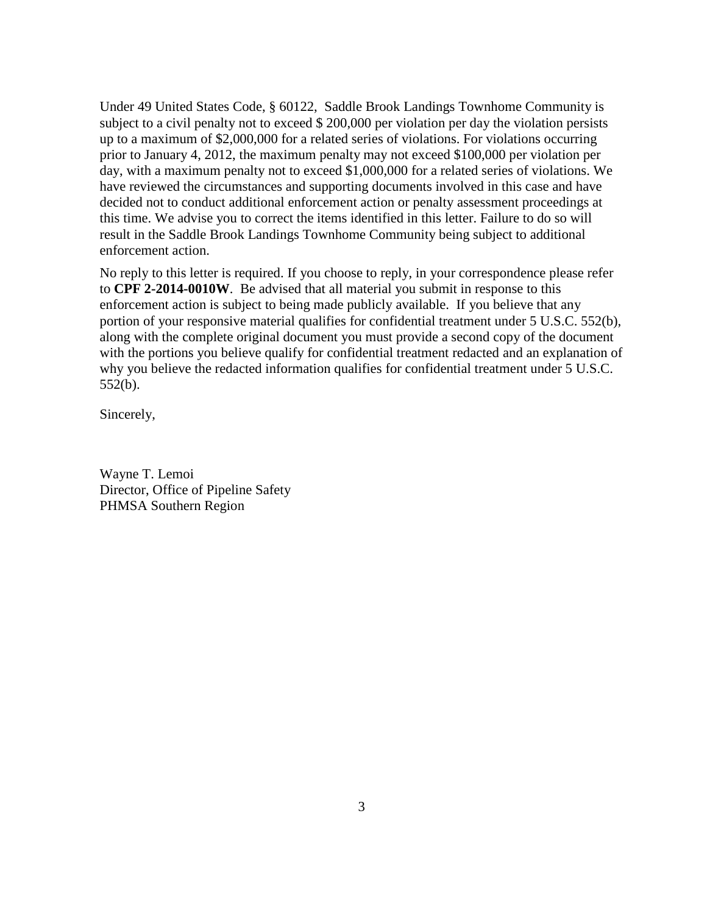Under 49 United States Code, § 60122, Saddle Brook Landings Townhome Community is subject to a civil penalty not to exceed $ 200,000 per violation per day the violation persists up to a maximum of $2,000,000 for a related series of violations. For violations occurring prior to January 4, 2012, the maximum penalty may not exceed $100,000 per violation per day, with a maximum penalty not to exceed $1,000,000 for a related series of violations. We have reviewed the circumstances and supporting documents involved in this case and have decided not to conduct additional enforcement action or penalty assessment proceedings at this time. We advise you to correct the items identified in this letter. Failure to do so will result in the Saddle Brook Landings Townhome Community being subject to additional enforcement action.

No reply to this letter is required. If you choose to reply, in your correspondence please refer to **CPF 2-2014-0010W**. Be advised that all material you submit in response to this enforcement action is subject to being made publicly available. If you believe that any portion of your responsive material qualifies for confidential treatment under 5 U.S.C. 552(b), along with the complete original document you must provide a second copy of the document with the portions you believe qualify for confidential treatment redacted and an explanation of why you believe the redacted information qualifies for confidential treatment under 5 U.S.C. 552(b).

Sincerely,

Wayne T. Lemoi
Director, Office of Pipeline Safety
PHMSA Southern Region